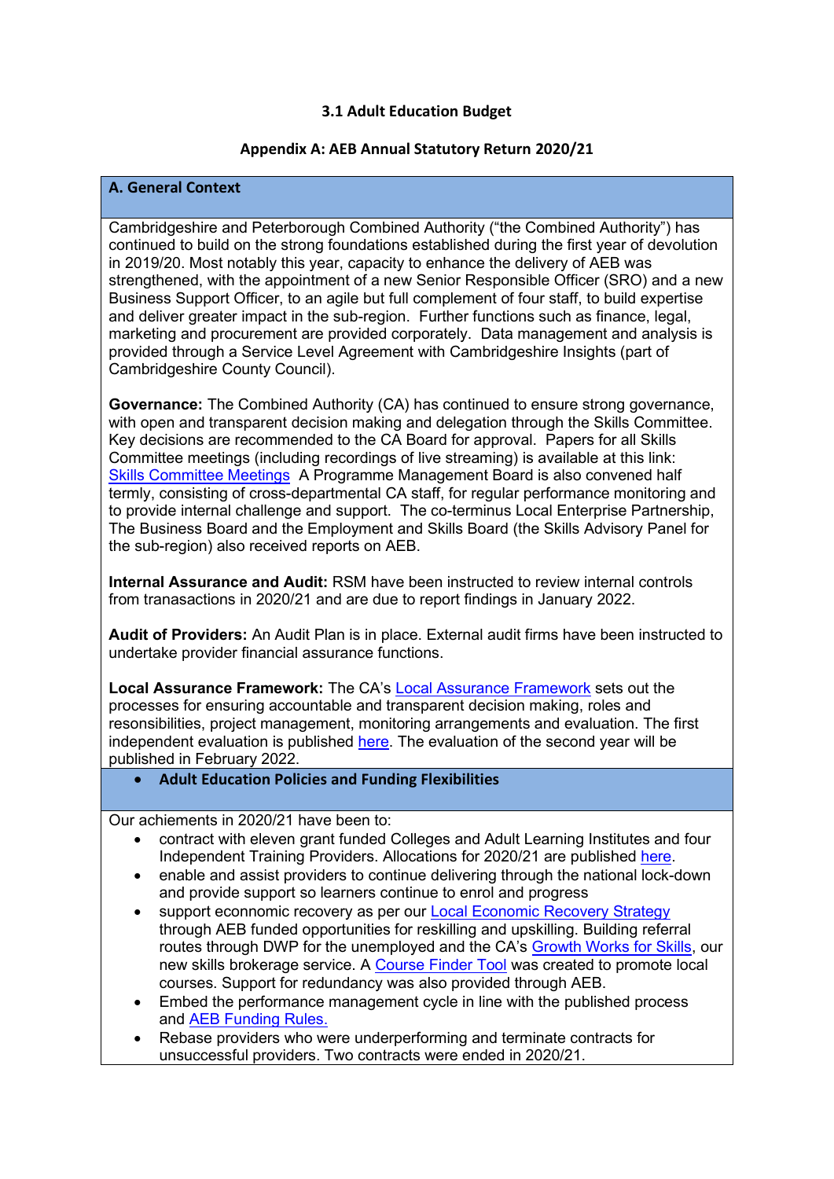### 3.1 Adult Education Budget

### Appendix A: AEB Annual Statutory Return 2020/21

## A. General Context

Cambridgeshire and Peterborough Combined Authority ("the Combined Authority") has continued to build on the strong foundations established during the first year of devolution in 2019/20. Most notably this year, capacity to enhance the delivery of AEB was strengthened, with the appointment of a new Senior Responsible Officer (SRO) and a new Business Support Officer, to an agile but full complement of four staff, to build expertise and deliver greater impact in the sub-region. Further functions such as finance, legal, marketing and procurement are provided corporately. Data management and analysis is provided through a Service Level Agreement with Cambridgeshire Insights (part of Cambridgeshire County Council).

**Governance:** The Combined Authority (CA) has continued to ensure strong governance, with open and transparent decision making and delegation through the Skills Committee. Key decisions are recommended to the CA Board for approval. Papers for all Skills Committee meetings (including recordings of live streaming) is available at this link: Skills Committee Meetings A Programme Management Board is also convened half termly, consisting of cross-departmental CA staff, for regular performance monitoring and to provide internal challenge and support. The co-terminus Local Enterprise Partnership, The Business Board and the Employment and Skills Board (the Skills Advisory Panel for the sub-region) also received reports on AEB.

**Internal Assurance and Audit:** RSM have been instructed to review internal controls from tranasactions in 2020/21 and are due to report findings in January 2022.

**Audit of Providers:** An Audit Plan is in place. External audit firms have been instructed to undertake provider financial assurance functions.

**Local Assurance Framework:** The CA's Local Assurance Framework sets out the processes for ensuring accountable and transparent decision making, roles and resonsibilities, project management, monitoring arrangements and evaluation. The first independent evaluation is published here. The evaluation of the second year will be published in February 2022.

## • Adult Education Policies and Funding Flexibilities

Our achiements in 2020/21 have been to:

- contract with eleven grant funded Colleges and Adult Learning Institutes and four Independent Training Providers. Allocations for 2020/21 are published here.
- enable and assist providers to continue delivering through the national lock-down and provide support so learners continue to enrol and progress
- support econnomic recovery as per our Local Economic Recovery Strategy through AEB funded opportunities for reskilling and upskilling. Building referral routes through DWP for the unemployed and the CA's Growth Works for Skills, our new skills brokerage service. A Course Finder Tool was created to promote local courses. Support for redundancy was also provided through AEB.
- Embed the performance management cycle in line with the published process and AEB Funding Rules.
- Rebase providers who were underperforming and terminate contracts for unsuccessful providers. Two contracts were ended in 2020/21.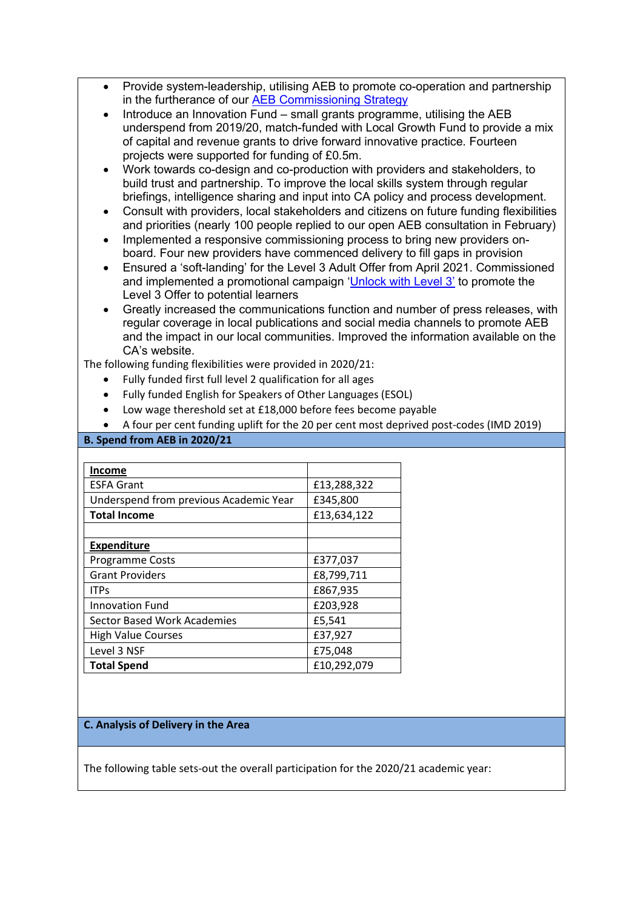- Provide system-leadership, utilising AEB to promote co-operation and partnership in the furtherance of our [AEB Commissioning Strategy]
- Introduce an Innovation Fund – small grants programme, utilising the AEB underspend from 2019/20, match-funded with Local Growth Fund to provide a mix of capital and revenue grants to drive forward innovative practice. Fourteen projects were supported for funding of £0.5m.
- Work towards co-design and co-production with providers and stakeholders, to build trust and partnership. To improve the local skills system through regular briefings, intelligence sharing and input into CA policy and process development.
- Consult with providers, local stakeholders and citizens on future funding flexibilities and priorities (nearly 100 people replied to our open AEB consultation in February)
- Implemented a responsive commissioning process to bring new providers on-board. Four new providers have commenced delivery to fill gaps in provision
- Ensured a 'soft-landing' for the Level 3 Adult Offer from April 2021. Commissioned and implemented a promotional campaign ['Unlock with Level 3'] to promote the Level 3 Offer to potential learners
- Greatly increased the communications function and number of press releases, with regular coverage in local publications and social media channels to promote AEB and the impact in our local communities. Improved the information available on the CA's website.

The following funding flexibilities were provided in 2020/21:

- Fully funded first full level 2 qualification for all ages
- Fully funded English for Speakers of Other Languages (ESOL)
- Low wage thereshold set at £18,000 before fees become payable
- A four per cent funding uplift for the 20 per cent most deprived post-codes (IMD 2019)

## B. Spend from AEB in 2020/21

| **Income** | |
|---|---|
| ESFA Grant | £13,288,322 |
| Underspend from previous Academic Year | £345,800 |
| **Total Income** | £13,634,122 |
| | |
| **Expenditure** | |
| Programme Costs | £377,037 |
| Grant Providers | £8,799,711 |
| ITPs | £867,935 |
| Innovation Fund | £203,928 |
| Sector Based Work Academies | £5,541 |
| High Value Courses | £37,927 |
| Level 3 NSF | £75,048 |
| **Total Spend** | £10,292,079 |

## C. Analysis of Delivery in the Area

The following table sets-out the overall participation for the 2020/21 academic year: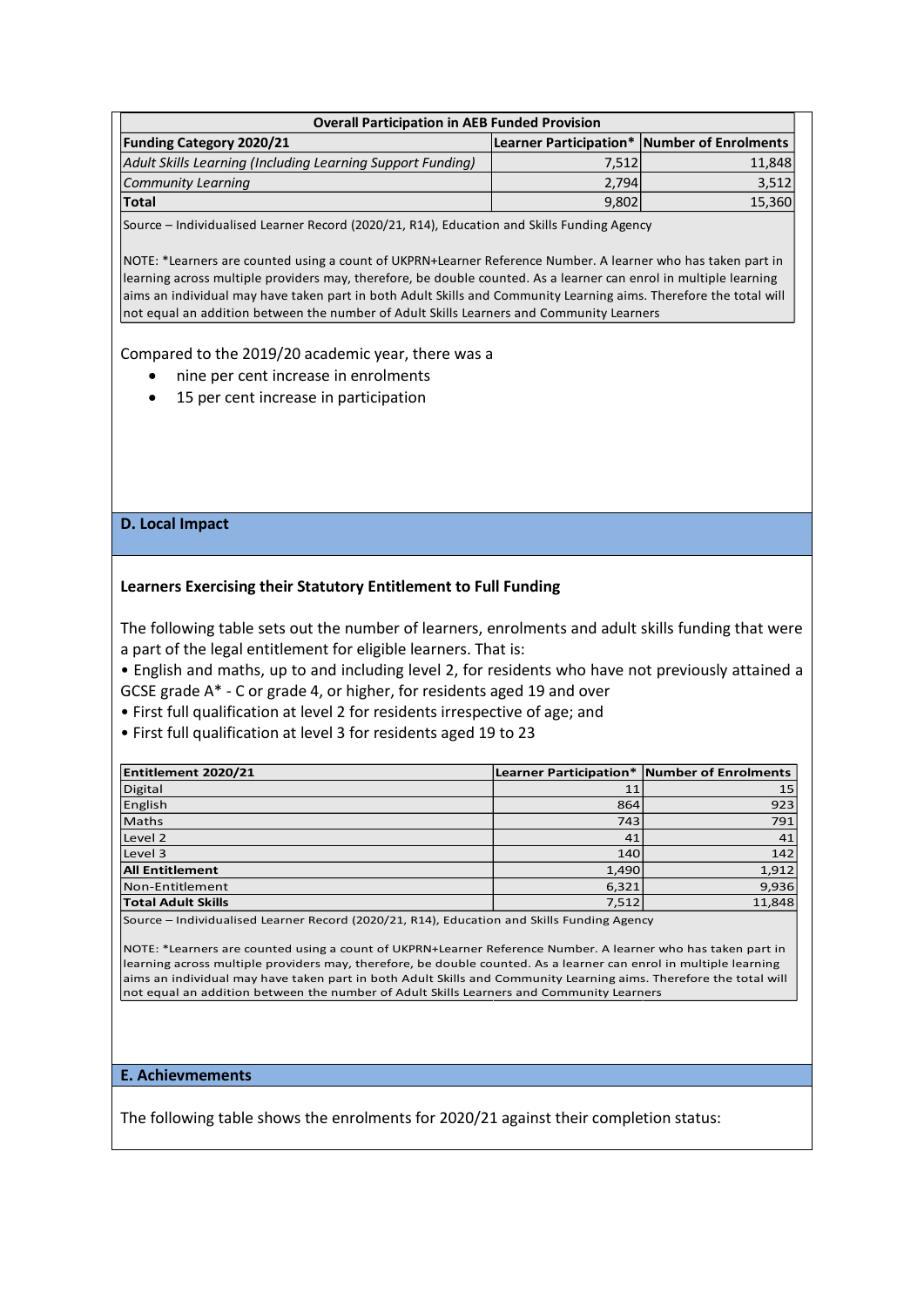| Overall Participation in AEB Funded Provision | | |
|---|---|---|
| **Funding Category 2020/21** | **Learner Participation*** | **Number of Enrolments** |
| *Adult Skills Learning (Including Learning Support Funding)* | 7,512 | 11,848 |
| *Community Learning* | 2,794 | 3,512 |
| **Total** | 9,802 | 15,360 |

Source – Individualised Learner Record (2020/21, R14), Education and Skills Funding Agency

NOTE: *Learners are counted using a count of UKPRN+Learner Reference Number. A learner who has taken part in learning across multiple providers may, therefore, be double counted. As a learner can enrol in multiple learning aims an individual may have taken part in both Adult Skills and Community Learning aims. Therefore the total will not equal an addition between the number of Adult Skills Learners and Community Learners

Compared to the 2019/20 academic year, there was a

- nine per cent increase in enrolments
- 15 per cent increase in participation

## D. Local Impact

### Learners Exercising their Statutory Entitlement to Full Funding

The following table sets out the number of learners, enrolments and adult skills funding that were a part of the legal entitlement for eligible learners. That is:

- English and maths, up to and including level 2, for residents who have not previously attained a GCSE grade A* - C or grade 4, or higher, for residents aged 19 and over
- First full qualification at level 2 for residents irrespective of age; and
- First full qualification at level 3 for residents aged 19 to 23

| Entitlement 2020/21 | Learner Participation* | Number of Enrolments |
|---|---|---|
| Digital | 11 | 15 |
| English | 864 | 923 |
| Maths | 743 | 791 |
| Level 2 | 41 | 41 |
| Level 3 | 140 | 142 |
| **All Entitlement** | 1,490 | 1,912 |
| Non-Entitlement | 6,321 | 9,936 |
| **Total Adult Skills** | 7,512 | 11,848 |

Source – Individualised Learner Record (2020/21, R14), Education and Skills Funding Agency

NOTE: *Learners are counted using a count of UKPRN+Learner Reference Number. A learner who has taken part in learning across multiple providers may, therefore, be double counted. As a learner can enrol in multiple learning aims an individual may have taken part in both Adult Skills and Community Learning aims. Therefore the total will not equal an addition between the number of Adult Skills Learners and Community Learners

## E. Achievements

The following table shows the enrolments for 2020/21 against their completion status: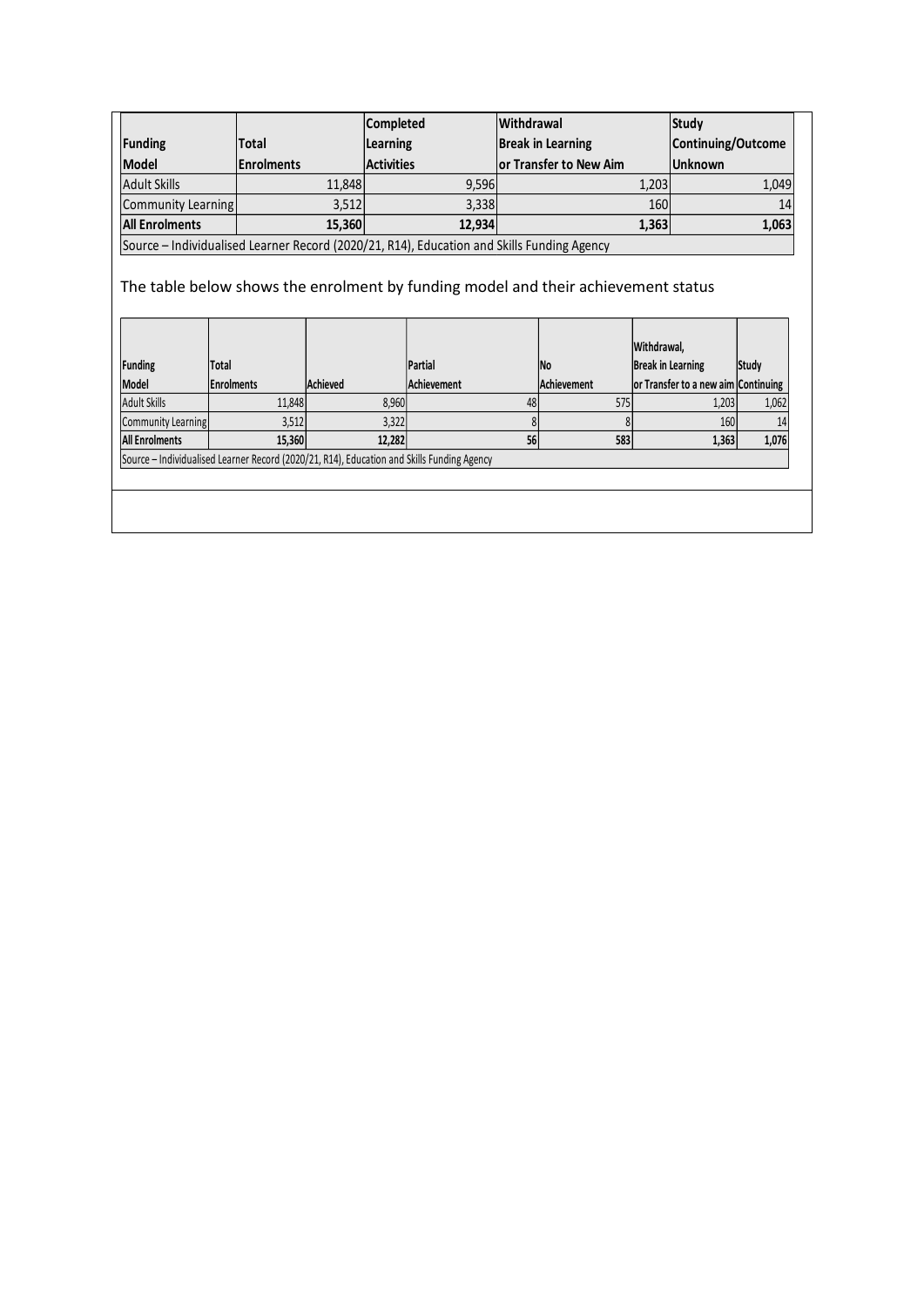| Funding Model | Total Enrolments | Completed Learning Activities | Withdrawal Break in Learning or Transfer to New Aim | Study Continuing/Outcome Unknown |
| --- | --- | --- | --- | --- |
| Adult Skills | 11,848 | 9,596 | 1,203 | 1,049 |
| Community Learning | 3,512 | 3,338 | 160 | 14 |
| **All Enrolments** | **15,360** | **12,934** | **1,363** | **1,063** |
| Source – Individualised Learner Record (2020/21, R14), Education and Skills Funding Agency | | | | |

The table below shows the enrolment by funding model and their achievement status

| Funding Model | Total Enrolments | Achieved | Partial Achievement | No Achievement | Withdrawal, Break in Learning or Transfer to a new aim | Study Continuing |
| --- | --- | --- | --- | --- | --- | --- |
| Adult Skills | 11,848 | 8,960 | 48 | 575 | 1,203 | 1,062 |
| Community Learning | 3,512 | 3,322 | 8 | 8 | 160 | 14 |
| **All Enrolments** | **15,360** | **12,282** | **56** | **583** | **1,363** | **1,076** |
| Source – Individualised Learner Record (2020/21, R14), Education and Skills Funding Agency | | | | | | |